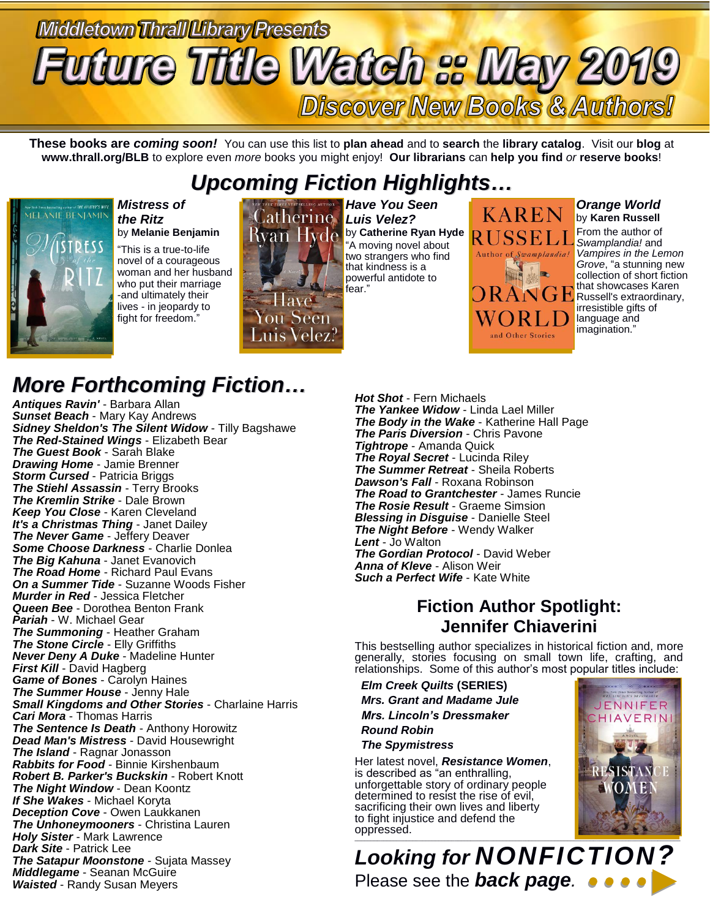Middletown Thrall Library Presents

# Future Title Watch :: May 2019

Discover New Books & Authors!

**These books are *coming soon!*** You can use this list to **plan ahead** and to **search** the **library catalog**. Visit our **blog** at **www.thrall.org/BLB** to explore even *more* books you might enjoy! **Our librarians** can **help you find** *or* **reserve books**!

## *Upcoming Fiction Highlights…*

***Mistress of the Ritz*** by **Melanie Benjamin**

"This is a true-to-life novel of a courageous woman and her husband who put their marriage -and ultimately their lives - in jeopardy to fight for freedom."

***Have You Seen Luis Velez?*** by **Catherine Ryan Hyde**

"A moving novel about two strangers who find that kindness is a powerful antidote to fear."

***Orange World*** by **Karen Russell**

From the author of *Swamplandia!* and *Vampires in the Lemon Grove*, "a stunning new collection of short fiction that showcases Karen Russell's extraordinary, irresistible gifts of language and imagination."

## *More Forthcoming Fiction…*

***Antiques Ravin'*** - Barbara Allan
***Sunset Beach*** - Mary Kay Andrews
***Sidney Sheldon's The Silent Widow*** - Tilly Bagshawe
***The Red-Stained Wings*** - Elizabeth Bear
***The Guest Book*** - Sarah Blake
***Drawing Home*** - Jamie Brenner
***Storm Cursed*** - Patricia Briggs
***The Stiehl Assassin*** - Terry Brooks
***The Kremlin Strike*** - Dale Brown
***Keep You Close*** - Karen Cleveland
***It's a Christmas Thing*** - Janet Dailey
***The Never Game*** - Jeffery Deaver
***Some Choose Darkness*** - Charlie Donlea
***The Big Kahuna*** - Janet Evanovich
***The Road Home*** - Richard Paul Evans
***On a Summer Tide*** - Suzanne Woods Fisher
***Murder in Red*** - Jessica Fletcher
***Queen Bee*** - Dorothea Benton Frank
***Pariah*** - W. Michael Gear
***The Summoning*** - Heather Graham
***The Stone Circle*** - Elly Griffiths
***Never Deny A Duke*** - Madeline Hunter
***First Kill*** - David Hagberg
***Game of Bones*** - Carolyn Haines
***The Summer House*** - Jenny Hale
***Small Kingdoms and Other Stories*** - Charlaine Harris
***Cari Mora*** - Thomas Harris
***The Sentence Is Death*** - Anthony Horowitz
***Dead Man's Mistress*** - David Housewright
***The Island*** - Ragnar Jonasson
***Rabbits for Food*** - Binnie Kirshenbaum
***Robert B. Parker's Buckskin*** - Robert Knott
***The Night Window*** - Dean Koontz
***If She Wakes*** - Michael Koryta
***Deception Cove*** - Owen Laukkanen
***The Unhoneymooners*** - Christina Lauren
***Holy Sister*** - Mark Lawrence
***Dark Site*** - Patrick Lee
***The Satapur Moonstone*** - Sujata Massey
***Middlegame*** - Seanan McGuire
***Waisted*** - Randy Susan Meyers
***Hot Shot*** - Fern Michaels
***The Yankee Widow*** - Linda Lael Miller
***The Body in the Wake*** - Katherine Hall Page
***The Paris Diversion*** - Chris Pavone
***Tightrope*** - Amanda Quick
***The Royal Secret*** - Lucinda Riley
***The Summer Retreat*** - Sheila Roberts
***Dawson's Fall*** - Roxana Robinson
***The Road to Grantchester*** - James Runcie
***The Rosie Result*** - Graeme Simsion
***Blessing in Disguise*** - Danielle Steel
***The Night Before*** - Wendy Walker
***Lent*** - Jo Walton
***The Gordian Protocol*** - David Weber
***Anna of Kleve*** - Alison Weir
***Such a Perfect Wife*** - Kate White

## Fiction Author Spotlight: Jennifer Chiaverini

This bestselling author specializes in historical fiction and, more generally, stories focusing on small town life, crafting, and relationships. Some of this author's most popular titles include:

***Elm Creek Quilts*** **(SERIES)**
***Mrs. Grant and Madame Jule***
***Mrs. Lincoln's Dressmaker***
***Round Robin***
***The Spymistress***

Her latest novel, ***Resistance Women***, is described as "an enthralling, unforgettable story of ordinary people determined to resist the rise of evil, sacrificing their own lives and liberty to fight injustice and defend the oppressed.

## *Looking for NONFICTION?*

Please see the ***back page***.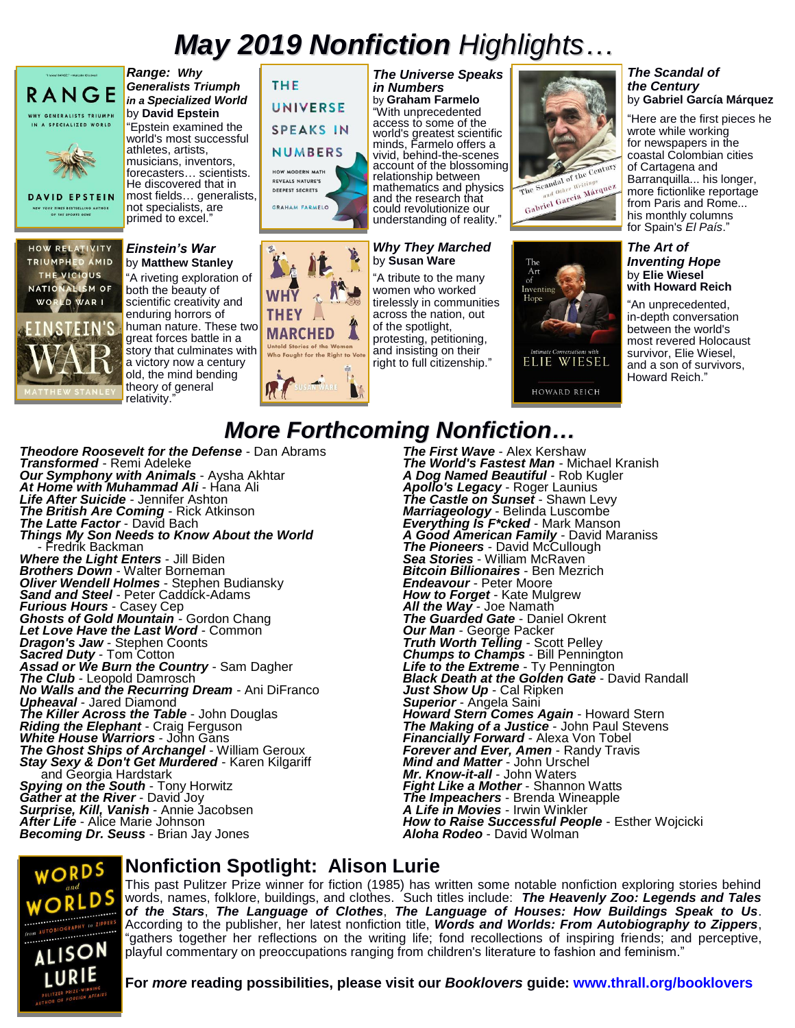# *May 2019 Nonfiction Highlights…*

***Range: Why Generalists Triumph in a Specialized World*** by **David Epstein**
"Epstein examined the world's most successful athletes, artists, musicians, inventors, forecasters… scientists. He discovered that in most fields… generalists, not specialists, are primed to excel."

***The Universe Speaks in Numbers*** by **Graham Farmelo**
"With unprecedented access to some of the world's greatest scientific minds, Farmelo offers a vivid, behind-the-scenes account of the blossoming relationship between mathematics and physics and the research that could revolutionize our understanding of reality."

***The Scandal of the Century*** by **Gabriel García Márquez**
"Here are the first pieces he wrote while working for newspapers in the coastal Colombian cities of Cartagena and Barranquilla... his longer, more fictionlike reportage from Paris and Rome... his monthly columns for Spain's *El País*."

***Einstein's War*** by **Matthew Stanley**
"A riveting exploration of both the beauty of scientific creativity and enduring horrors of human nature. These two great forces battle in a story that culminates with a victory now a century old, the mind bending theory of general relativity."

***Why They Marched*** by **Susan Ware**
"A tribute to the many women who worked tirelessly in communities across the nation, out of the spotlight, protesting, petitioning, and insisting on their right to full citizenship."

***The Art of Inventing Hope*** by **Elie Wiesel with Howard Reich**
"An unprecedented, in-depth conversation between the world's most revered Holocaust survivor, Elie Wiesel, and a son of survivors, Howard Reich."

## *More Forthcoming Nonfiction…*

***Theodore Roosevelt for the Defense*** - Dan Abrams
***Transformed*** - Remi Adeleke
***Our Symphony with Animals*** - Aysha Akhtar
***At Home with Muhammad Ali*** - Hana Ali
***Life After Suicide*** - Jennifer Ashton
***The British Are Coming*** - Rick Atkinson
***The Latte Factor*** - David Bach
***Things My Son Needs to Know About the World*** - Fredrik Backman
***Where the Light Enters*** - Jill Biden
***Brothers Down*** - Walter Borneman
***Oliver Wendell Holmes*** - Stephen Budiansky
***Sand and Steel*** - Peter Caddick-Adams
***Furious Hours*** - Casey Cep
***Ghosts of Gold Mountain*** - Gordon Chang
***Let Love Have the Last Word*** - Common
***Dragon's Jaw*** - Stephen Coonts
***Sacred Duty*** - Tom Cotton
***Assad or We Burn the Country*** - Sam Dagher
***The Club*** - Leopold Damrosch
***No Walls and the Recurring Dream*** - Ani DiFranco
***Upheaval*** - Jared Diamond
***The Killer Across the Table*** - John Douglas
***Riding the Elephant*** - Craig Ferguson
***White House Warriors*** - John Gans
***The Ghost Ships of Archangel*** - William Geroux
***Stay Sexy & Don't Get Murdered*** - Karen Kilgariff and Georgia Hardstark
***Spying on the South*** - Tony Horwitz
***Gather at the River*** - David Joy
***Surprise, Kill, Vanish*** - Annie Jacobsen
***After Life*** - Alice Marie Johnson
***Becoming Dr. Seuss*** - Brian Jay Jones
***The First Wave*** - Alex Kershaw
***The World's Fastest Man*** - Michael Kranish
***A Dog Named Beautiful*** - Rob Kugler
***Apollo's Legacy*** - Roger Launius
***The Castle on Sunset*** - Shawn Levy
***Marriageology*** - Belinda Luscombe
***Everything Is F*cked*** - Mark Manson
***A Good American Family*** - David Maraniss
***The Pioneers*** - David McCullough
***Sea Stories*** - William McRaven
***Bitcoin Billionaires*** - Ben Mezrich
***Endeavour*** - Peter Moore
***How to Forget*** - Kate Mulgrew
***All the Way*** - Joe Namath
***The Guarded Gate*** - Daniel Okrent
***Our Man*** - George Packer
***Truth Worth Telling*** - Scott Pelley
***Chumps to Champs*** - Bill Pennington
***Life to the Extreme*** - Ty Pennington
***Black Death at the Golden Gate*** - David Randall
***Just Show Up*** - Cal Ripken
***Superior*** - Angela Saini
***Howard Stern Comes Again*** - Howard Stern
***The Making of a Justice*** - John Paul Stevens
***Financially Forward*** - Alexa Von Tobel
***Forever and Ever, Amen*** - Randy Travis
***Mind and Matter*** - John Urschel
***Mr. Know-it-all*** - John Waters
***Fight Like a Mother*** - Shannon Watts
***The Impeachers*** - Brenda Wineapple
***A Life in Movies*** - Irwin Winkler
***How to Raise Successful People*** - Esther Wojcicki
***Aloha Rodeo*** - David Wolman

## Nonfiction Spotlight: Alison Lurie

This past Pulitzer Prize winner for fiction (1985) has written some notable nonfiction exploring stories behind words, names, folklore, buildings, and clothes. Such titles include: ***The Heavenly Zoo: Legends and Tales of the Stars***, ***The Language of Clothes***, ***The Language of Houses: How Buildings Speak to Us***. According to the publisher, her latest nonfiction title, ***Words and Worlds: From Autobiography to Zippers***, "gathers together her reflections on the writing life; fond recollections of inspiring friends; and perceptive, playful commentary on preoccupations ranging from children's literature to fashion and feminism."

**For *more* reading possibilities, please visit our *Booklovers* guide: www.thrall.org/booklovers**